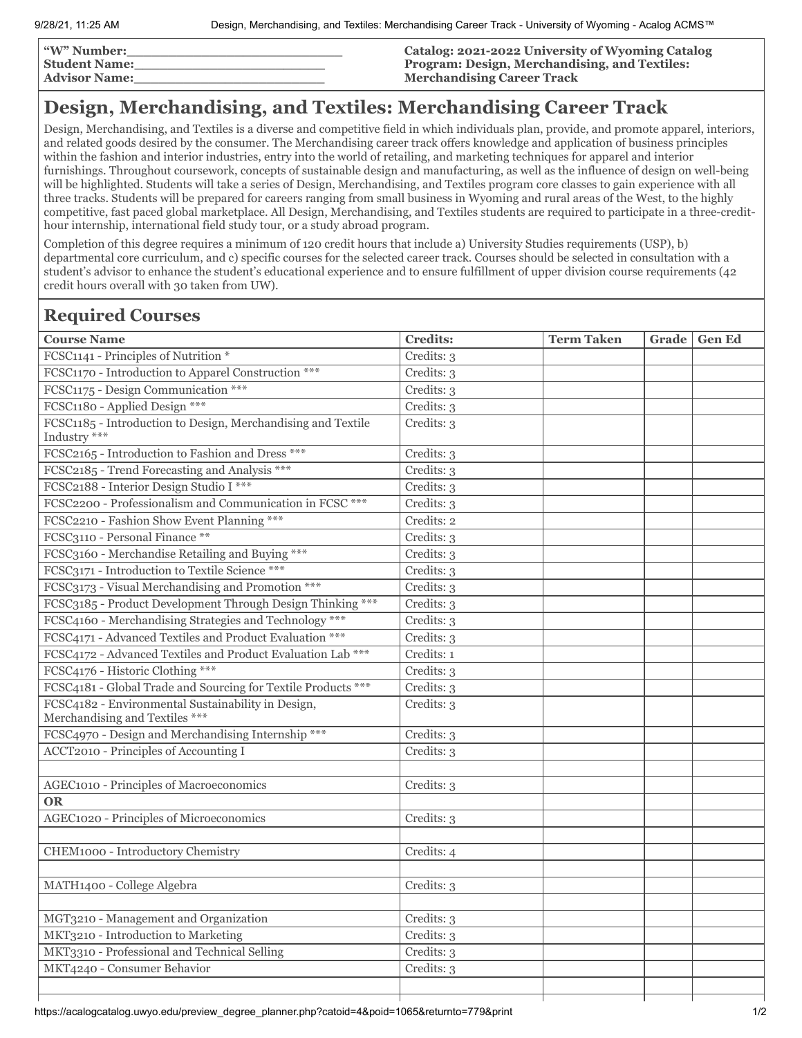**"W" Number:\_\_\_\_\_\_\_\_\_\_\_\_\_\_\_\_\_\_\_\_\_\_\_\_\_**
**Student Name:\_\_\_\_\_\_\_\_\_\_\_\_\_\_\_\_\_\_\_\_\_\_\_**
**Advisor Name:\_\_\_\_\_\_\_\_\_\_\_\_\_\_\_\_\_\_\_\_\_\_\_**

**Catalog: 2021-2022 University of Wyoming Catalog**
**Program: Design, Merchandising, and Textiles: Merchandising Career Track**

# Design, Merchandising, and Textiles: Merchandising Career Track

Design, Merchandising, and Textiles is a diverse and competitive field in which individuals plan, provide, and promote apparel, interiors, and related goods desired by the consumer. The Merchandising career track offers knowledge and application of business principles within the fashion and interior industries, entry into the world of retailing, and marketing techniques for apparel and interior furnishings. Throughout coursework, concepts of sustainable design and manufacturing, as well as the influence of design on well-being will be highlighted. Students will take a series of Design, Merchandising, and Textiles program core classes to gain experience with all three tracks. Students will be prepared for careers ranging from small business in Wyoming and rural areas of the West, to the highly competitive, fast paced global marketplace. All Design, Merchandising, and Textiles students are required to participate in a three-credit-hour internship, international field study tour, or a study abroad program.

Completion of this degree requires a minimum of 120 credit hours that include a) University Studies requirements (USP), b) departmental core curriculum, and c) specific courses for the selected career track. Courses should be selected in consultation with a student's advisor to enhance the student's educational experience and to ensure fulfillment of upper division course requirements (42 credit hours overall with 30 taken from UW).

## Required Courses

| Course Name | Credits: | Term Taken | Grade | Gen Ed |
|---|---|---|---|---|
| FCSC1141 - Principles of Nutrition * | Credits: 3 | | | |
| FCSC1170 - Introduction to Apparel Construction *** | Credits: 3 | | | |
| FCSC1175 - Design Communication *** | Credits: 3 | | | |
| FCSC1180 - Applied Design *** | Credits: 3 | | | |
| FCSC1185 - Introduction to Design, Merchandising and Textile Industry *** | Credits: 3 | | | |
| FCSC2165 - Introduction to Fashion and Dress *** | Credits: 3 | | | |
| FCSC2185 - Trend Forecasting and Analysis *** | Credits: 3 | | | |
| FCSC2188 - Interior Design Studio I *** | Credits: 3 | | | |
| FCSC2200 - Professionalism and Communication in FCSC *** | Credits: 3 | | | |
| FCSC2210 - Fashion Show Event Planning *** | Credits: 2 | | | |
| FCSC3110 - Personal Finance ** | Credits: 3 | | | |
| FCSC3160 - Merchandise Retailing and Buying *** | Credits: 3 | | | |
| FCSC3171 - Introduction to Textile Science *** | Credits: 3 | | | |
| FCSC3173 - Visual Merchandising and Promotion *** | Credits: 3 | | | |
| FCSC3185 - Product Development Through Design Thinking *** | Credits: 3 | | | |
| FCSC4160 - Merchandising Strategies and Technology *** | Credits: 3 | | | |
| FCSC4171 - Advanced Textiles and Product Evaluation *** | Credits: 3 | | | |
| FCSC4172 - Advanced Textiles and Product Evaluation Lab *** | Credits: 1 | | | |
| FCSC4176 - Historic Clothing *** | Credits: 3 | | | |
| FCSC4181 - Global Trade and Sourcing for Textile Products *** | Credits: 3 | | | |
| FCSC4182 - Environmental Sustainability in Design, Merchandising and Textiles *** | Credits: 3 | | | |
| FCSC4970 - Design and Merchandising Internship *** | Credits: 3 | | | |
| ACCT2010 - Principles of Accounting I | Credits: 3 | | | |
| | | | | |
| AGEC1010 - Principles of Macroeconomics | Credits: 3 | | | |
| **OR** | | | | |
| AGEC1020 - Principles of Microeconomics | Credits: 3 | | | |
| | | | | |
| CHEM1000 - Introductory Chemistry | Credits: 4 | | | |
| | | | | |
| MATH1400 - College Algebra | Credits: 3 | | | |
| | | | | |
| MGT3210 - Management and Organization | Credits: 3 | | | |
| MKT3210 - Introduction to Marketing | Credits: 3 | | | |
| MKT3310 - Professional and Technical Selling | Credits: 3 | | | |
| MKT4240 - Consumer Behavior | Credits: 3 | | | |
| | | | | |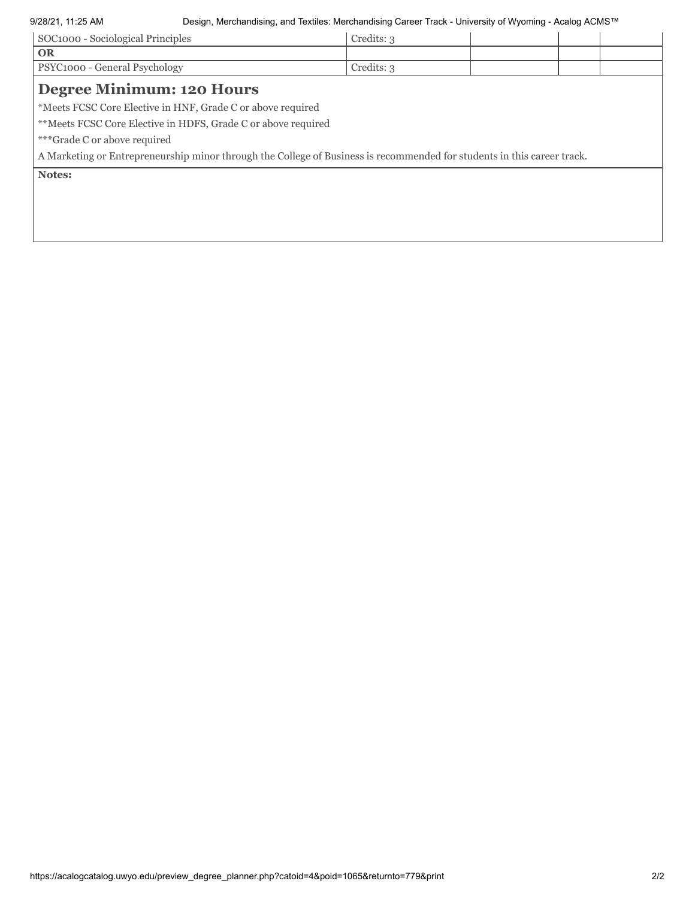| | | | | |
|---|---|---|---|---|
| SOC1000 - Sociological Principles | Credits: 3 | | | |
| **OR** | | | | |
| PSYC1000 - General Psychology | Credits: 3 | | | |

## Degree Minimum: 120 Hours

*Meets FCSC Core Elective in HNF, Grade C or above required

**Meets FCSC Core Elective in HDFS, Grade C or above required

***Grade C or above required

A Marketing or Entrepreneurship minor through the College of Business is recommended for students in this career track.

**Notes:**